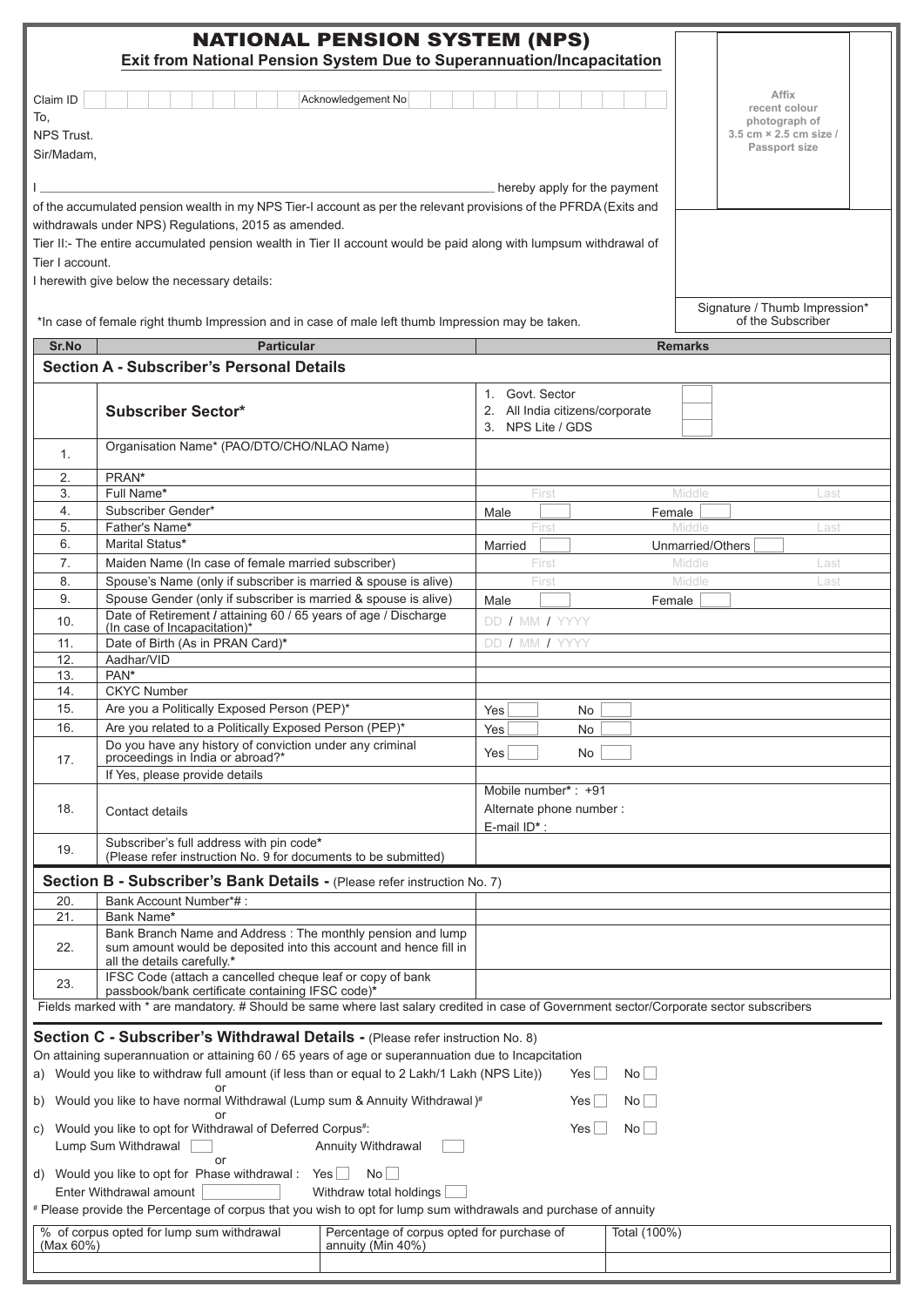# NATIONAL PENSION SYSTEM (NPS)

## Exit from National Pension System Due to Superannuation/Incapacitation

Claim ID | | Acknowledgement No | |

To,

NPS Trust.

Sir/Madam,

I _______________________________________________ hereby apply for the payment of the accumulated pension wealth in my NPS Tier-I account as per the relevant provisions of the PFRDA (Exits and withdrawals under NPS) Regulations, 2015 as amended.

Tier II:- The entire accumulated pension wealth in Tier II account would be paid along with lumpsum withdrawal of Tier I account.

I herewith give below the necessary details:

Affix recent colour photograph of 3.5 cm × 2.5 cm size / Passport size

Signature / Thumb Impression* of the Subscriber

*In case of female right thumb Impression and in case of male left thumb Impression may be taken.

| Sr.No | Particular | Remarks |
|---|---|---|
| **Section A - Subscriber's Personal Details** | | |
| | **Subscriber Sector*** | 1. Govt. Sector ☐<br>2. All India citizens/corporate ☐<br>3. NPS Lite / GDS ☐ |
| 1. | Organisation Name* (PAO/DTO/CHO/NLAO Name) | |
| 2. | PRAN* | |
| 3. | Full Name* | First / Middle / Last |
| 4. | Subscriber Gender* | Male ☐ Female ☐ |
| 5. | Father's Name* | First / Middle / Last |
| 6. | Marital Status* | Married ☐ Unmarried/Others ☐ |
| 7. | Maiden Name (In case of female married subscriber) | First / Middle / Last |
| 8. | Spouse's Name (only if subscriber is married & spouse is alive) | First / Middle / Last |
| 9. | Spouse Gender (only if subscriber is married & spouse is alive) | Male ☐ Female ☐ |
| 10. | Date of Retirement / attaining 60 / 65 years of age / Discharge (In case of Incapacitation)* | DD / MM / YYYY |
| 11. | Date of Birth (As in PRAN Card)* | DD / MM / YYYY |
| 12. | Aadhar/VID | |
| 13. | PAN* | |
| 14. | CKYC Number | |
| 15. | Are you a Politically Exposed Person (PEP)* | Yes ☐ No ☐ |
| 16. | Are you related to a Politically Exposed Person (PEP)* | Yes ☐ No ☐ |
| 17. | Do you have any history of conviction under any criminal proceedings in India or abroad?* | Yes ☐ No ☐ |
| | If Yes, please provide details | |
| 18. | Contact details | Mobile number* : +91<br>Alternate phone number :<br>E-mail ID* : |
| 19. | Subscriber's full address with pin code* (Please refer instruction No. 9 for documents to be submitted) | |
| **Section B - Subscriber's Bank Details -** (Please refer instruction No. 7) | | |
| 20. | Bank Account Number*# : | |
| 21. | Bank Name* | |
| 22. | Bank Branch Name and Address : The monthly pension and lump sum amount would be deposited into this account and hence fill in all the details carefully.* | |
| 23. | IFSC Code (attach a cancelled cheque leaf or copy of bank passbook/bank certificate containing IFSC code)* | |

Fields marked with * are mandatory. # Should be same where last salary credited in case of Government sector/Corporate sector subscribers

### Section C - Subscriber's Withdrawal Details - (Please refer instruction No. 8)

On attaining superannuation or attaining 60 / 65 years of age or superannuation due to Incapcitation

a) Would you like to withdraw full amount (if less than or equal to 2 Lakh/1 Lakh (NPS Lite)) Yes ☐ No ☐

or

b) Would you like to have normal Withdrawal (Lump sum & Annuity Withdrawal)# Yes ☐ No ☐

or

c) Would you like to opt for Withdrawal of Deferred Corpus#: Yes ☐ No ☐

Lump Sum Withdrawal ☐ Annuity Withdrawal ☐

or

d) Would you like to opt for Phase withdrawal : Yes ☐ No ☐

Enter Withdrawal amount ☐ Withdraw total holdings ☐

# Please provide the Percentage of corpus that you wish to opt for lump sum withdrawals and purchase of annuity

| % of corpus opted for lump sum withdrawal (Max 60%) | Percentage of corpus opted for purchase of annuity (Min 40%) | Total (100%) |
|---|---|---|
| | | |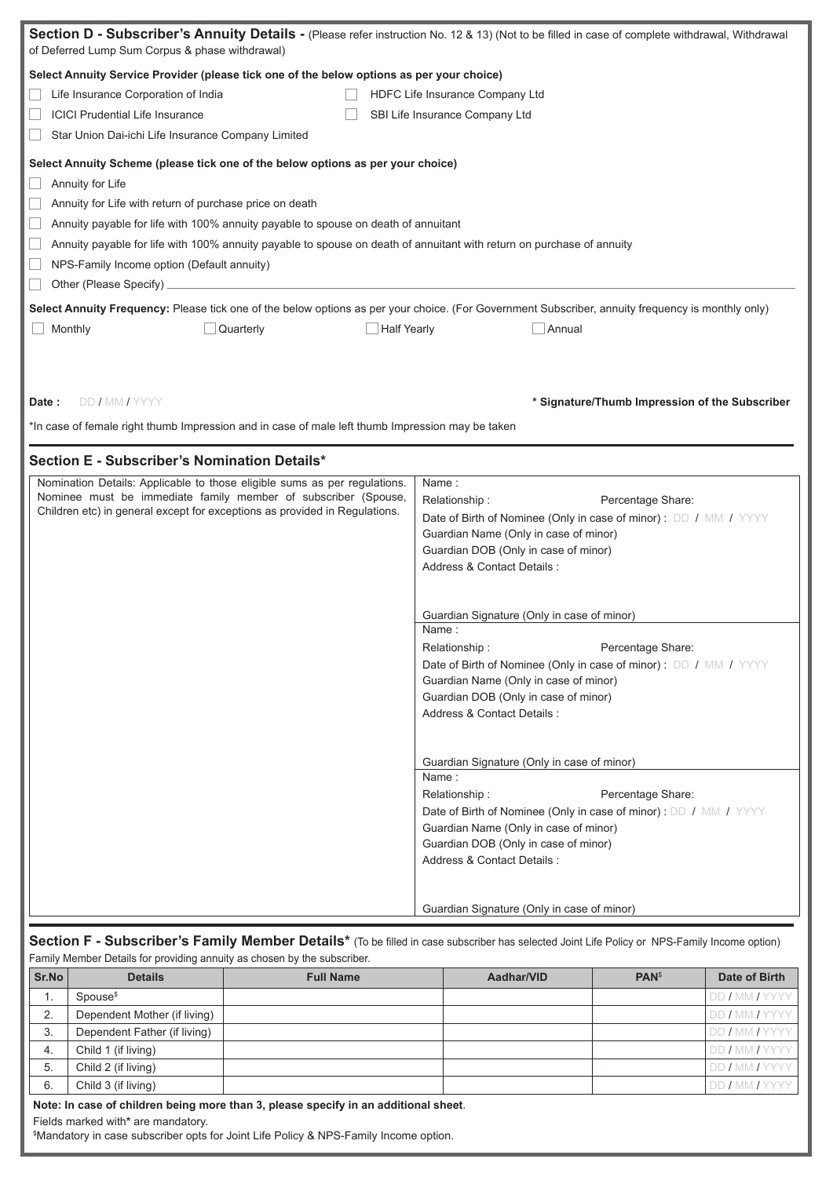## Section D - Subscriber's Annuity Details - (Please refer instruction No. 12 & 13) (Not to be filled in case of complete withdrawal, Withdrawal of Deferred Lump Sum Corpus & phase withdrawal)

**Select Annuity Service Provider (please tick one of the below options as per your choice)**

- ☐ Life Insurance Corporation of India
- ☐ HDFC Life Insurance Company Ltd
- ☐ ICICI Prudential Life Insurance
- ☐ SBI Life Insurance Company Ltd
- ☐ Star Union Dai-ichi Life Insurance Company Limited

**Select Annuity Scheme (please tick one of the below options as per your choice)**

- ☐ Annuity for Life
- ☐ Annuity for Life with return of purchase price on death
- ☐ Annuity payable for life with 100% annuity payable to spouse on death of annuitant
- ☐ Annuity payable for life with 100% annuity payable to spouse on death of annuitant with return on purchase of annuity
- ☐ NPS-Family Income option (Default annuity)
- ☐ Other (Please Specify) ____________

**Select Annuity Frequency:** Please tick one of the below options as per your choice. (For Government Subscriber, annuity frequency is monthly only)

☐ Monthly ☐ Quarterly ☐ Half Yearly ☐ Annual

**Date :** DD / MM / YYYY

**\* Signature/Thumb Impression of the Subscriber**

*In case of female right thumb Impression and in case of male left thumb Impression may be taken

## Section E - Subscriber's Nomination Details*

| Nomination Details: Applicable to those eligible sums as per regulations. Nominee must be immediate family member of subscriber (Spouse, Children etc) in general except for exceptions as provided in Regulations. | Name :<br>Relationship : Percentage Share:<br>Date of Birth of Nominee (Only in case of minor) : DD / MM / YYYY<br>Guardian Name (Only in case of minor)<br>Guardian DOB (Only in case of minor)<br>Address & Contact Details :<br><br>Guardian Signature (Only in case of minor) |
|---|---|
| | Name :<br>Relationship : Percentage Share:<br>Date of Birth of Nominee (Only in case of minor) : DD / MM / YYYY<br>Guardian Name (Only in case of minor)<br>Guardian DOB (Only in case of minor)<br>Address & Contact Details :<br><br>Guardian Signature (Only in case of minor) |
| | Name :<br>Relationship : Percentage Share:<br>Date of Birth of Nominee (Only in case of minor) : DD / MM / YYYY<br>Guardian Name (Only in case of minor)<br>Guardian DOB (Only in case of minor)<br>Address & Contact Details :<br><br>Guardian Signature (Only in case of minor) |

## Section F - Subscriber's Family Member Details* (To be filled in case subscriber has selected Joint Life Policy or NPS-Family Income option)

Family Member Details for providing annuity as chosen by the subscriber.

| Sr.No | Details | Full Name | Aadhar/VID | PAN$ | Date of Birth |
|---|---|---|---|---|---|
| 1. | Spouse$ | | | | DD / MM / YYYY |
| 2. | Dependent Mother (if living) | | | | DD / MM / YYYY |
| 3. | Dependent Father (if living) | | | | DD / MM / YYYY |
| 4. | Child 1 (if living) | | | | DD / MM / YYYY |
| 5. | Child 2 (if living) | | | | DD / MM / YYYY |
| 6. | Child 3 (if living) | | | | DD / MM / YYYY |

**Note: In case of children being more than 3, please specify in an additional sheet**.

Fields marked with* are mandatory.

$Mandatory in case subscriber opts for Joint Life Policy & NPS-Family Income option.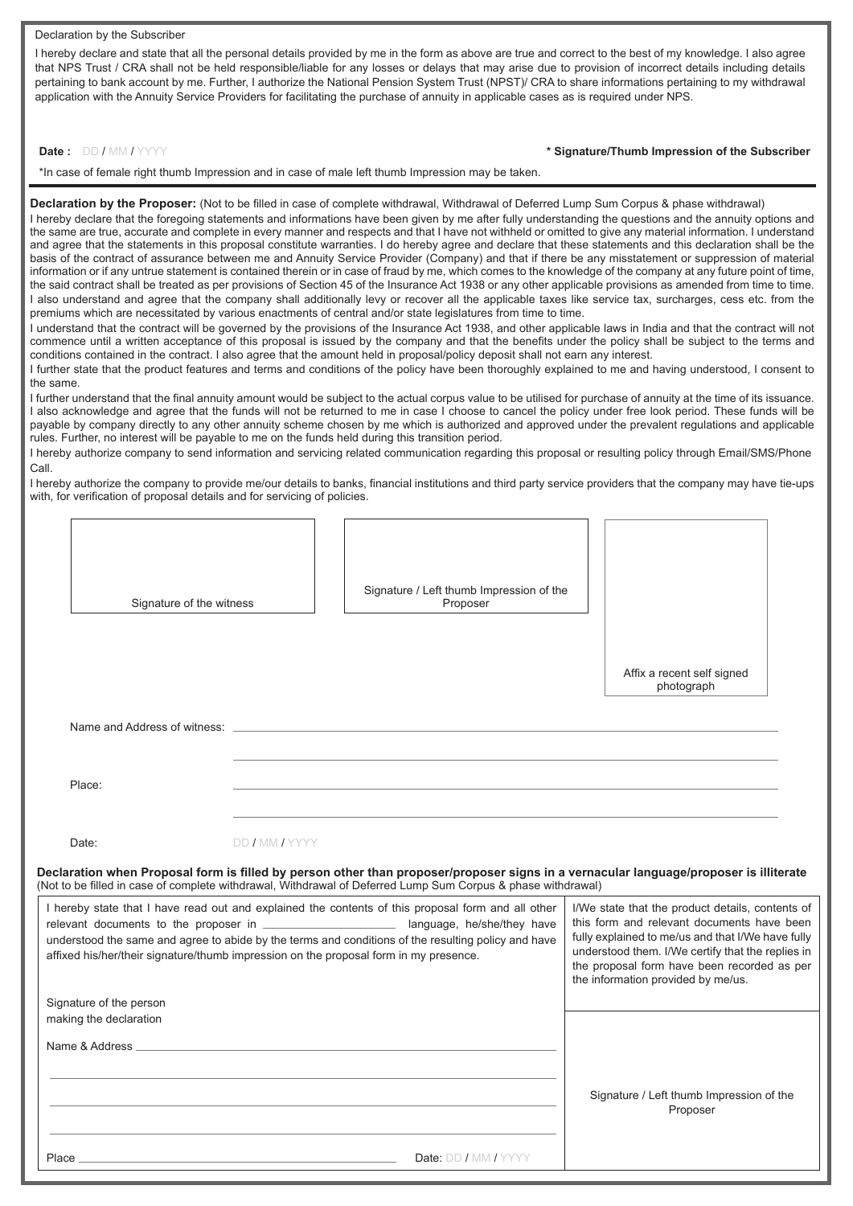Declaration by the Subscriber

I hereby declare and state that all the personal details provided by me in the form as above are true and correct to the best of my knowledge. I also agree that NPS Trust / CRA shall not be held responsible/liable for any losses or delays that may arise due to provision of incorrect details including details pertaining to bank account by me. Further, I authorize the National Pension System Trust (NPST)/ CRA to share informations pertaining to my withdrawal application with the Annuity Service Providers for facilitating the purchase of annuity in applicable cases as is required under NPS.

**Date :** DD / MM / YYYY

**\* Signature/Thumb Impression of the Subscriber**

\*In case of female right thumb Impression and in case of male left thumb Impression may be taken.

**Declaration by the Proposer:** (Not to be filled in case of complete withdrawal, Withdrawal of Deferred Lump Sum Corpus & phase withdrawal)

I hereby declare that the foregoing statements and informations have been given by me after fully understanding the questions and the annuity options and the same are true, accurate and complete in every manner and respects and that I have not withheld or omitted to give any material information. I understand and agree that the statements in this proposal constitute warranties. I do hereby agree and declare that these statements and this declaration shall be the basis of the contract of assurance between me and Annuity Service Provider (Company) and that if there be any misstatement or suppression of material information or if any untrue statement is contained therein or in case of fraud by me, which comes to the knowledge of the company at any future point of time, the said contract shall be treated as per provisions of Section 45 of the Insurance Act 1938 or any other applicable provisions as amended from time to time. I also understand and agree that the company shall additionally levy or recover all the applicable taxes like service tax, surcharges, cess etc. from the premiums which are necessitated by various enactments of central and/or state legislatures from time to time.

I understand that the contract will be governed by the provisions of the Insurance Act 1938, and other applicable laws in India and that the contract will not commence until a written acceptance of this proposal is issued by the company and that the benefits under the policy shall be subject to the terms and conditions contained in the contract. I also agree that the amount held in proposal/policy deposit shall not earn any interest.

I further state that the product features and terms and conditions of the policy have been thoroughly explained to me and having understood, I consent to the same.

I further understand that the final annuity amount would be subject to the actual corpus value to be utilised for purchase of annuity at the time of its issuance. I also acknowledge and agree that the funds will not be returned to me in case I choose to cancel the policy under free look period. These funds will be payable by company directly to any other annuity scheme chosen by me which is authorized and approved under the prevalent regulations and applicable rules. Further, no interest will be payable to me on the funds held during this transition period.

I hereby authorize company to send information and servicing related communication regarding this proposal or resulting policy through Email/SMS/Phone Call.

I hereby authorize the company to provide me/our details to banks, financial institutions and third party service providers that the company may have tie-ups with, for verification of proposal details and for servicing of policies.

| Signature of the witness | Signature / Left thumb Impression of the Proposer | Affix a recent self signed photograph |
|---|---|---|

Name and Address of witness: ______________________________

Place: ______________________________

Date: DD / MM / YYYY

**Declaration when Proposal form is filled by person other than proposer/proposer signs in a vernacular language/proposer is illiterate**
(Not to be filled in case of complete withdrawal, Withdrawal of Deferred Lump Sum Corpus & phase withdrawal)

| I hereby state that I have read out and explained the contents of this proposal form and all other relevant documents to the proposer in ____________ language, he/she/they have understood the same and agree to abide by the terms and conditions of the resulting policy and have affixed his/her/their signature/thumb impression on the proposal form in my presence. | I/We state that the product details, contents of this form and relevant documents have been fully explained to me/us and that I/We have fully understood them. I/We certify that the replies in the proposal form have been recorded as per the information provided by me/us. |
|---|---|
| Signature of the person making the declaration<br><br>Name & Address ______________________________<br><br>Place ____________ Date: DD / MM / YYYY | Signature / Left thumb Impression of the Proposer |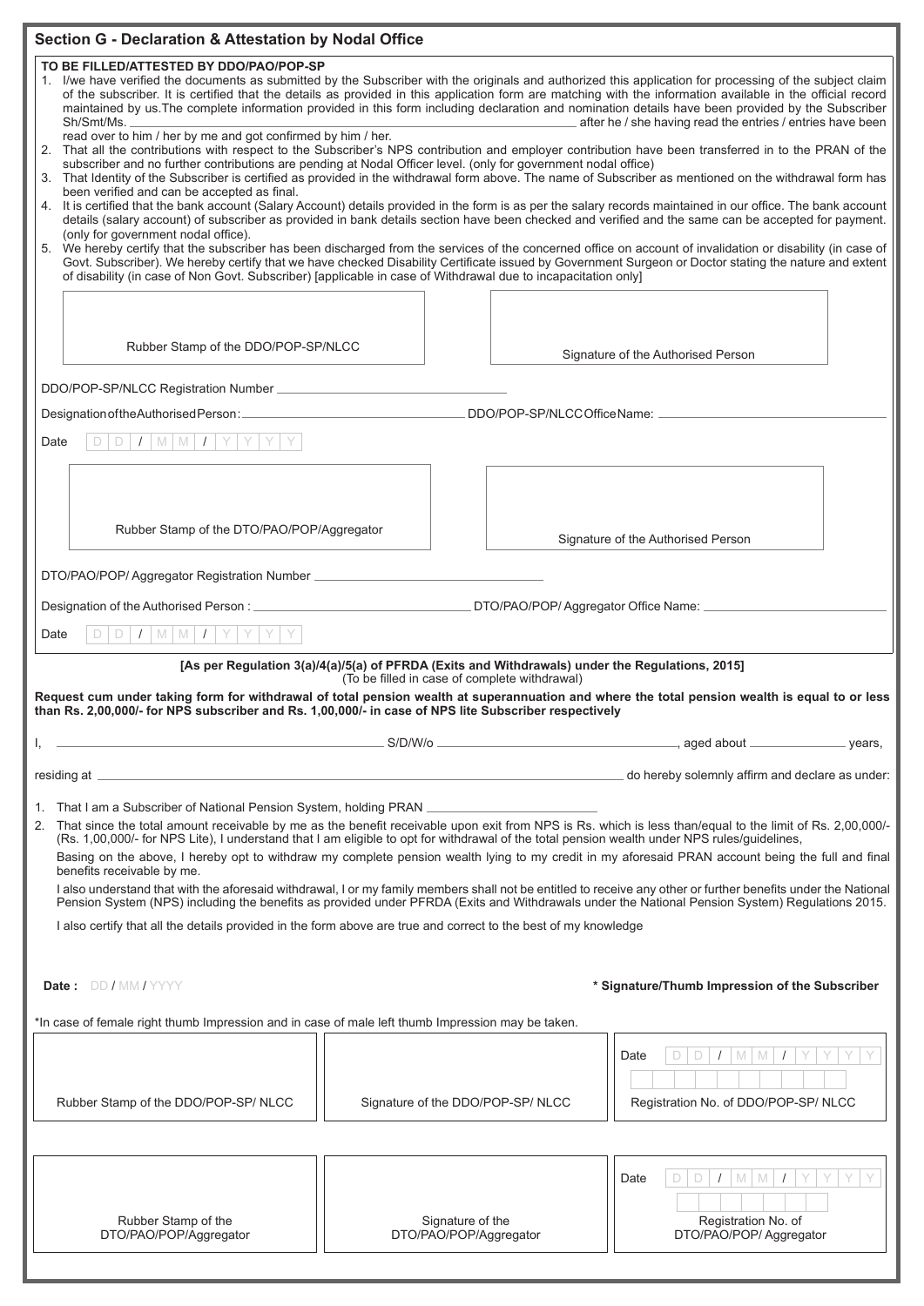## Section G - Declaration & Attestation by Nodal Office

**TO BE FILLED/ATTESTED BY DDO/PAO/POP-SP**

1. I/we have verified the documents as submitted by the Subscriber with the originals and authorized this application for processing of the subject claim of the subscriber. It is certified that the details as provided in this application form are matching with the information available in the official record maintained by us.The complete information provided in this form including declaration and nomination details have been provided by the Subscriber Sh/Smt/Ms. ______________________________ after he / she having read the entries / entries have been read over to him / her by me and got confirmed by him / her.
2. That all the contributions with respect to the Subscriber's NPS contribution and employer contribution have been transferred in to the PRAN of the subscriber and no further contributions are pending at Nodal Officer level. (only for government nodal office)
3. That Identity of the Subscriber is certified as provided in the withdrawal form above. The name of Subscriber as mentioned on the withdrawal form has been verified and can be accepted as final.
4. It is certified that the bank account (Salary Account) details provided in the form is as per the salary records maintained in our office. The bank account details (salary account) of subscriber as provided in bank details section have been checked and verified and the same can be accepted for payment. (only for government nodal office).
5. We hereby certify that the subscriber has been discharged from the services of the concerned office on account of invalidation or disability (in case of Govt. Subscriber). We hereby certify that we have checked Disability Certificate issued by Government Surgeon or Doctor stating the nature and extent of disability (in case of Non Govt. Subscriber) [applicable in case of Withdrawal due to incapacitation only]

Rubber Stamp of the DDO/POP-SP/NLCC | Signature of the Authorised Person

DDO/POP-SP/NLCC Registration Number ______________________________

Designation of the Authorised Person: ______________________________ DDO/POP-SP/NLCC Office Name: ______________________________

Date DD / MM / YYYY

Rubber Stamp of the DTO/PAO/POP/Aggregator | Signature of the Authorised Person

DTO/PAO/POP/ Aggregator Registration Number ______________________________

Designation of the Authorised Person : ______________________________ DTO/PAO/POP/ Aggregator Office Name: ______________________________

Date DD / MM / YYYY

**[As per Regulation 3(a)/4(a)/5(a) of PFRDA (Exits and Withdrawals) under the Regulations, 2015]**
(To be filled in case of complete withdrawal)

**Request cum under taking form for withdrawal of total pension wealth at superannuation and where the total pension wealth is equal to or less than Rs. 2,00,000/- for NPS subscriber and Rs. 1,00,000/- in case of NPS lite Subscriber respectively**

I, ______________________________ S/D/W/o ______________________________, aged about ____________ years,

residing at ______________________________ do hereby solemnly affirm and declare as under:

1. That I am a Subscriber of National Pension System, holding PRAN ______________________
2. That since the total amount receivable by me as the benefit receivable upon exit from NPS is Rs. which is less than/equal to the limit of Rs. 2,00,000/- (Rs. 1,00,000/- for NPS Lite), I understand that I am eligible to opt for withdrawal of the total pension wealth under NPS rules/guidelines,

Basing on the above, I hereby opt to withdraw my complete pension wealth lying to my credit in my aforesaid PRAN account being the full and final benefits receivable by me.

I also understand that with the aforesaid withdrawal, I or my family members shall not be entitled to receive any other or further benefits under the National Pension System (NPS) including the benefits as provided under PFRDA (Exits and Withdrawals under the National Pension System) Regulations 2015.

I also certify that all the details provided in the form above are true and correct to the best of my knowledge

**Date :** DD / MM / YYYY

**\* Signature/Thumb Impression of the Subscriber**

*In case of female right thumb Impression and in case of male left thumb Impression may be taken.

| Rubber Stamp of the DDO/POP-SP/ NLCC | Signature of the DDO/POP-SP/ NLCC | Date DD / MM / YYYY<br>Registration No. of DDO/POP-SP/ NLCC |
|---|---|---|
| Rubber Stamp of the DTO/PAO/POP/Aggregator | Signature of the DTO/PAO/POP/Aggregator | Date DD / MM / YYYY<br>Registration No. of DTO/PAO/POP/ Aggregator |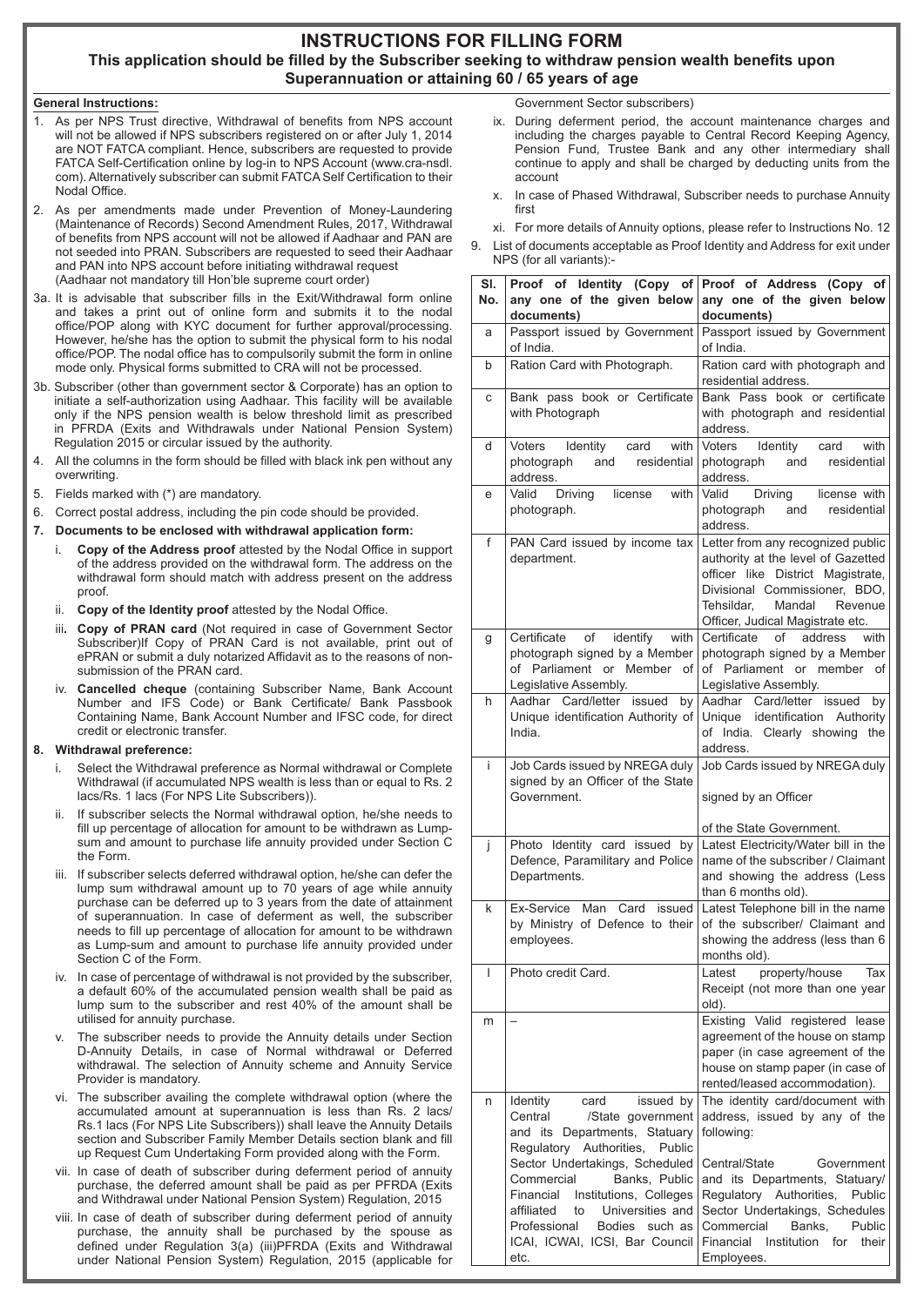# INSTRUCTIONS FOR FILLING FORM

## This application should be filled by the Subscriber seeking to withdraw pension wealth benefits upon Superannuation or attaining 60 / 65 years of age

**General Instructions:**

1. As per NPS Trust directive, Withdrawal of benefits from NPS account will not be allowed if NPS subscribers registered on or after July 1, 2014 are NOT FATCA compliant. Hence, subscribers are requested to provide FATCA Self-Certification online by log-in to NPS Account (www.cra-nsdl.com). Alternatively subscriber can submit FATCA Self Certification to their Nodal Office.
2. As per amendments made under Prevention of Money-Laundering (Maintenance of Records) Second Amendment Rules, 2017, Withdrawal of benefits from NPS account will not be allowed if Aadhaar and PAN are not seeded into PRAN. Subscribers are requested to seed their Aadhaar and PAN into NPS account before initiating withdrawal request (Aadhaar not mandatory till Hon'ble supreme court order)

3a. It is advisable that subscriber fills in the Exit/Withdrawal form online and takes a print out of online form and submits it to the nodal office/POP along with KYC document for further approval/processing. However, he/she has the option to submit the physical form to his nodal office/POP. The nodal office has to compulsorily submit the form in online mode only. Physical forms submitted to CRA will not be processed.

3b. Subscriber (other than government sector & Corporate) has an option to initiate a self-authorization using Aadhaar. This facility will be available only if the NPS pension wealth is below threshold limit as prescribed in PFRDA (Exits and Withdrawals under National Pension System) Regulation 2015 or circular issued by the authority.

4. All the columns in the form should be filled with black ink pen without any overwriting.
5. Fields marked with (*) are mandatory.
6. Correct postal address, including the pin code should be provided.
7. **Documents to be enclosed with withdrawal application form:**
   i. **Copy of the Address proof** attested by the Nodal Office in support of the address provided on the withdrawal form. The address on the withdrawal form should match with address present on the address proof.
   ii. **Copy of the Identity proof** attested by the Nodal Office.
   iii. **Copy of PRAN card** (Not required in case of Government Sector Subscriber)If Copy of PRAN Card is not available, print out of ePRAN or submit a duly notarized Affidavit as to the reasons of non-submission of the PRAN card.
   iv. **Cancelled cheque** (containing Subscriber Name, Bank Account Number and IFS Code) or Bank Certificate/ Bank Passbook Containing Name, Bank Account Number and IFSC code, for direct credit or electronic transfer.
8. **Withdrawal preference:**
   i. Select the Withdrawal preference as Normal withdrawal or Complete Withdrawal (if accumulated NPS wealth is less than or equal to Rs. 2 lacs/Rs. 1 lacs (For NPS Lite Subscribers)).
   ii. If subscriber selects the Normal withdrawal option, he/she needs to fill up percentage of allocation for amount to be withdrawn as Lump-sum and amount to purchase life annuity provided under Section C the Form.
   iii. If subscriber selects deferred withdrawal option, he/she can defer the lump sum withdrawal amount up to 70 years of age while annuity purchase can be deferred up to 3 years from the date of attainment of superannuation. In case of deferment as well, the subscriber needs to fill up percentage of allocation for amount to be withdrawn as Lump-sum and amount to purchase life annuity provided under Section C of the Form.
   iv. In case of percentage of withdrawal is not provided by the subscriber, a default 60% of the accumulated pension wealth shall be paid as lump sum to the subscriber and rest 40% of the amount shall be utilised for annuity purchase.
   v. The subscriber needs to provide the Annuity details under Section D-Annuity Details, in case of Normal withdrawal or Deferred withdrawal. The selection of Annuity scheme and Annuity Service Provider is mandatory.
   vi. The subscriber availing the complete withdrawal option (where the accumulated amount at superannuation is less than Rs. 2 lacs/ Rs.1 lacs (For NPS Lite Subscribers)) shall leave the Annuity Details section and Subscriber Family Member Details section blank and fill up Request Cum Undertaking Form provided along with the Form.
   vii. In case of death of subscriber during deferment period of annuity purchase, the deferred amount shall be paid as per PFRDA (Exits and Withdrawal under National Pension System) Regulation, 2015
   viii. In case of death of subscriber during deferment period of annuity purchase, the annuity shall be purchased by the spouse as defined under Regulation 3(a) (iii)PFRDA (Exits and Withdrawal under National Pension System) Regulation, 2015 (applicable for Government Sector subscribers)
   ix. During deferment period, the account maintenance charges and including the charges payable to Central Record Keeping Agency, Pension Fund, Trustee Bank and any other intermediary shall continue to apply and shall be charged by deducting units from the account
   x. In case of Phased Withdrawal, Subscriber needs to purchase Annuity first
   xi. For more details of Annuity options, please refer to Instructions No. 12
9. List of documents acceptable as Proof Identity and Address for exit under NPS (for all variants):-

| Sl. No. | Proof of Identity (Copy of any one of the given below documents) | Proof of Address (Copy of any one of the given below documents) |
|---|---|---|
| a | Passport issued by Government of India. | Passport issued by Government of India. |
| b | Ration Card with Photograph. | Ration card with photograph and residential address. |
| c | Bank pass book or Certificate with Photograph | Bank Pass book or certificate with photograph and residential address. |
| d | Voters Identity card with photograph and residential address. | Voters Identity card with photograph and residential address. |
| e | Valid Driving license with photograph. | Valid Driving license with photograph and residential address. |
| f | PAN Card issued by income tax department. | Letter from any recognized public authority at the level of Gazetted officer like District Magistrate, Divisional Commissioner, BDO, Tehsildar, Mandal Revenue Officer, Judical Magistrate etc. |
| g | Certificate of identify with photograph signed by a Member of Parliament or Member of Legislative Assembly. | Certificate of address with photograph signed by a Member of Parliament or member of Legislative Assembly. |
| h | Aadhar Card/letter issued by Unique identification Authority of India. | Aadhar Card/letter issued by Unique identification Authority of India. Clearly showing the address. |
| i | Job Cards issued by NREGA duly signed by an Officer of the State Government. | Job Cards issued by NREGA duly signed by an Officer of the State Government. |
| j | Photo Identity card issued by Defence, Paramilitary and Police Departments. | Latest Electricity/Water bill in the name of the subscriber / Claimant and showing the address (Less than 6 months old). |
| k | Ex-Service Man Card issued by Ministry of Defence to their employees. | Latest Telephone bill in the name of the subscriber/ Claimant and showing the address (less than 6 months old). |
| l | Photo credit Card. | Latest property/house Tax Receipt (not more than one year old). |
| m | – | Existing Valid registered lease agreement of the house on stamp paper (in case agreement of the house on stamp paper (in case of rented/leased accommodation). |
| n | Identity card issued by Central /State government and its Departments, Statuary Regulatory Authorities, Public Sector Undertakings, Scheduled Commercial Banks, Public Financial Institutions, Colleges affiliated to Universities and Professional Bodies such as ICAI, ICWAI, ICSI, Bar Council etc. | The identity card/document with address, issued by any of the following: Central/State Government and its Departments, Statuary/ Regulatory Authorities, Public Sector Undertakings, Schedules Commercial Banks, Public Financial Institution for their Employees. |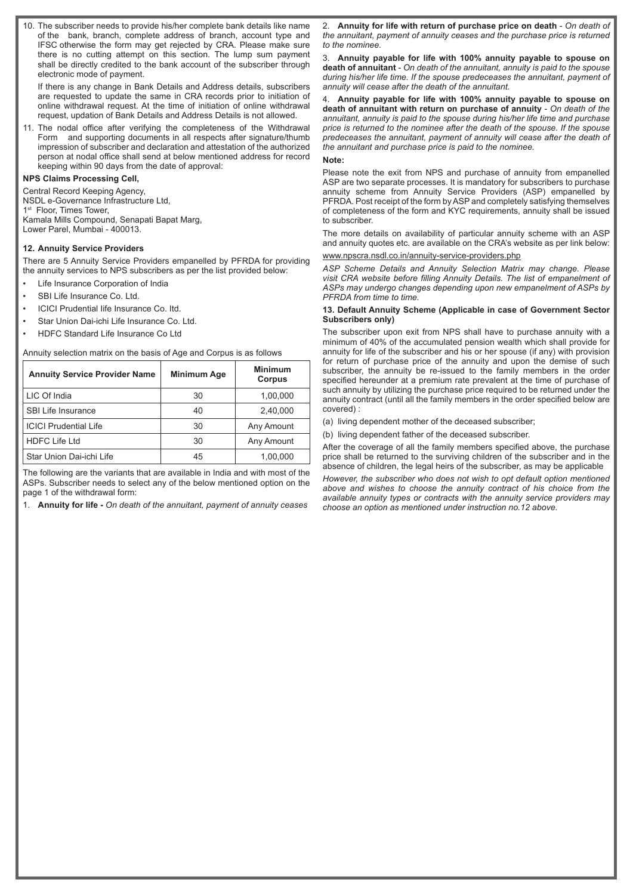10. The subscriber needs to provide his/her complete bank details like name of the bank, branch, complete address of branch, account type and IFSC otherwise the form may get rejected by CRA. Please make sure there is no cutting attempt on this section. The lump sum payment shall be directly credited to the bank account of the subscriber through electronic mode of payment.

    If there is any change in Bank Details and Address details, subscribers are requested to update the same in CRA records prior to initiation of online withdrawal request. At the time of initiation of online withdrawal request, updation of Bank Details and Address Details is not allowed.

11. The nodal office after verifying the completeness of the Withdrawal Form and supporting documents in all respects after signature/thumb impression of subscriber and declaration and attestation of the authorized person at nodal office shall send at below mentioned address for record keeping within 90 days from the date of approval:

**NPS Claims Processing Cell,**

Central Record Keeping Agency,
NSDL e-Governance Infrastructure Ltd,
1st Floor, Times Tower,
Kamala Mills Compound, Senapati Bapat Marg,
Lower Parel, Mumbai - 400013.

### 12. Annuity Service Providers

There are 5 Annuity Service Providers empanelled by PFRDA for providing the annuity services to NPS subscribers as per the list provided below:

- Life Insurance Corporation of India
- SBI Life Insurance Co. Ltd.
- ICICI Prudential life insurance Co. ltd.
- Star Union Dai-ichi Life Insurance Co. Ltd.
- HDFC Standard Life Insurance Co Ltd

Annuity selection matrix on the basis of Age and Corpus is as follows

| Annuity Service Provider Name | Minimum Age | Minimum Corpus |
|---|---|---|
| LIC Of India | 30 | 1,00,000 |
| SBI Life Insurance | 40 | 2,40,000 |
| ICICI Prudential Life | 30 | Any Amount |
| HDFC Life Ltd | 30 | Any Amount |
| Star Union Dai-ichi Life | 45 | 1,00,000 |

The following are the variants that are available in India and with most of the ASPs. Subscriber needs to select any of the below mentioned option on the page 1 of the withdrawal form:

1. **Annuity for life -** *On death of the annuitant, payment of annuity ceases*
2. **Annuity for life with return of purchase price on death** - *On death of the annuitant, payment of annuity ceases and the purchase price is returned to the nominee.*
3. **Annuity payable for life with 100% annuity payable to spouse on death of annuitant** - *On death of the annuitant, annuity is paid to the spouse during his/her life time. If the spouse predeceases the annuitant, payment of annuity will cease after the death of the annuitant.*
4. **Annuity payable for life with 100% annuity payable to spouse on death of annuitant with return on purchase of annuity** - *On death of the annuitant, annuity is paid to the spouse during his/her life time and purchase price is returned to the nominee after the death of the spouse. If the spouse predeceases the annuitant, payment of annuity will cease after the death of the annuitant and purchase price is paid to the nominee.*

**Note:**

Please note the exit from NPS and purchase of annuity from empanelled ASP are two separate processes. It is mandatory for subscribers to purchase annuity scheme from Annuity Service Providers (ASP) empanelled by PFRDA. Post receipt of the form by ASP and completely satisfying themselves of completeness of the form and KYC requirements, annuity shall be issued to subscriber.

The more details on availability of particular annuity scheme with an ASP and annuity quotes etc. are available on the CRA's website as per link below:

www.npscra.nsdl.co.in/annuity-service-providers.php

*ASP Scheme Details and Annuity Selection Matrix may change. Please visit CRA website before filling Annuity Details. The list of empanelment of ASPs may undergo changes depending upon new empanelment of ASPs by PFRDA from time to time.*

### 13. Default Annuity Scheme (Applicable in case of Government Sector Subscribers only)

The subscriber upon exit from NPS shall have to purchase annuity with a minimum of 40% of the accumulated pension wealth which shall provide for annuity for life of the subscriber and his or her spouse (if any) with provision for return of purchase price of the annuity and upon the demise of such subscriber, the annuity be re-issued to the family members in the order specified hereunder at a premium rate prevalent at the time of purchase of such annuity by utilizing the purchase price required to be returned under the annuity contract (until all the family members in the order specified below are covered) :

(a) living dependent mother of the deceased subscriber;

(b) living dependent father of the deceased subscriber.

After the coverage of all the family members specified above, the purchase price shall be returned to the surviving children of the subscriber and in the absence of children, the legal heirs of the subscriber, as may be applicable

*However, the subscriber who does not wish to opt default option mentioned above and wishes to choose the annuity contract of his choice from the available annuity types or contracts with the annuity service providers may choose an option as mentioned under instruction no.12 above.*